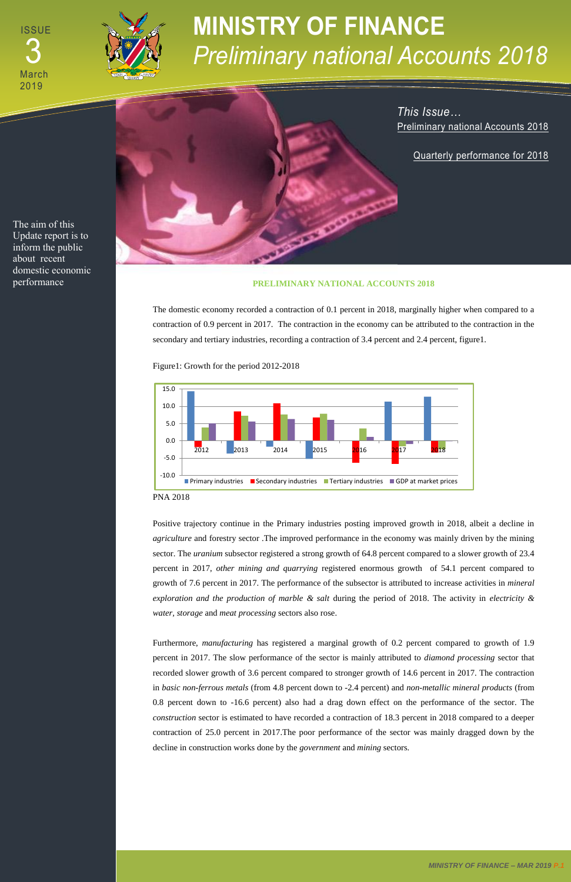ISSUE 3
March 2019

# MINISTRY OF FINANCE
## *Preliminary national Accounts 2018*

*This Issue…*
Preliminary national Accounts 2018

Quarterly performance for 2018

The aim of this Update report is to inform the public about recent domestic economic performance

### PRELIMINARY NATIONAL ACCOUNTS 2018

The domestic economy recorded a contraction of 0.1 percent in 2018, marginally higher when compared to a contraction of 0.9 percent in 2017. The contraction in the economy can be attributed to the contraction in the secondary and tertiary industries, recording a contraction of 3.4 percent and 2.4 percent, figure1.

Figure1: Growth for the period 2012-2018

PNA 2018

Positive trajectory continue in the Primary industries posting improved growth in 2018, albeit a decline in *agriculture* and forestry sector .The improved performance in the economy was mainly driven by the mining sector. The *uranium* subsector registered a strong growth of 64.8 percent compared to a slower growth of 23.4 percent in 2017, *other mining and quarrying* registered enormous growth of 54.1 percent compared to growth of 7.6 percent in 2017. The performance of the subsector is attributed to increase activities in *mineral exploration and the production of marble & salt* during the period of 2018. The activity in *electricity & water*, *storage* and *meat processing* sectors also rose.

Furthermore, *manufacturing* has registered a marginal growth of 0.2 percent compared to growth of 1.9 percent in 2017. The slow performance of the sector is mainly attributed to *diamond processing* sector that recorded slower growth of 3.6 percent compared to stronger growth of 14.6 percent in 2017. The contraction in *basic non-ferrous metals* (from 4.8 percent down to -2.4 percent) and *non-metallic mineral products* (from 0.8 percent down to -16.6 percent) also had a drag down effect on the performance of the sector. The *construction* sector is estimated to have recorded a contraction of 18.3 percent in 2018 compared to a deeper contraction of 25.0 percent in 2017.The poor performance of the sector was mainly dragged down by the decline in construction works done by the *government* and *mining* sectors.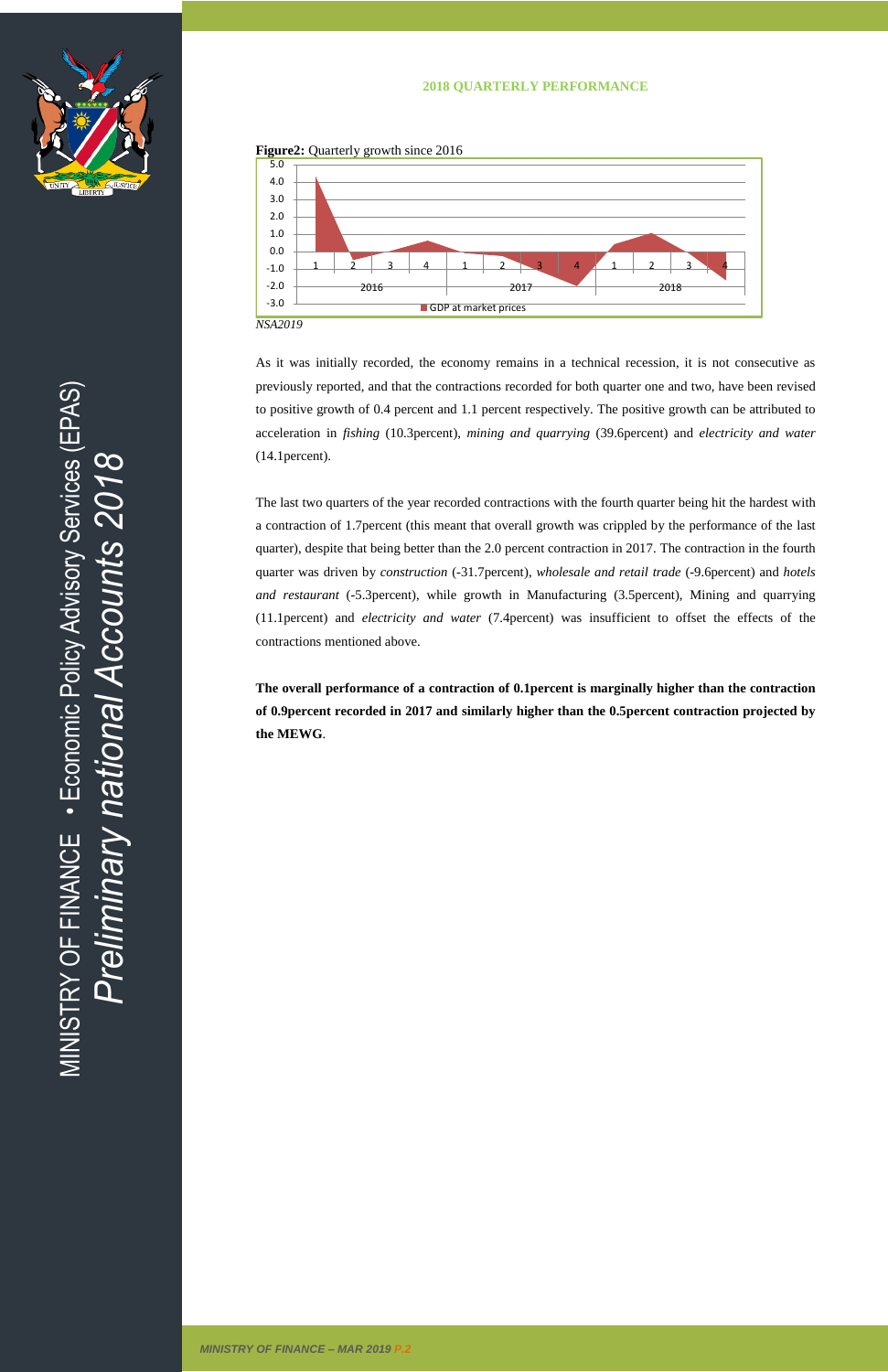## 2018 QUARTERLY PERFORMANCE

**Figure2:** Quarterly growth since 2016

5.0
4.0
3.0
2.0
1.0
0.0
-1.0
-2.0
-3.0

1 2 3 4 1 2 3 4 1 2 3 4

2016 2017 2018

GDP at market prices

*NSA2019*

As it was initially recorded, the economy remains in a technical recession, it is not consecutive as previously reported, and that the contractions recorded for both quarter one and two, have been revised to positive growth of 0.4 percent and 1.1 percent respectively. The positive growth can be attributed to acceleration in *fishing* (10.3percent), *mining and quarrying* (39.6percent) and *electricity and water* (14.1percent).

The last two quarters of the year recorded contractions with the fourth quarter being hit the hardest with a contraction of 1.7percent (this meant that overall growth was crippled by the performance of the last quarter), despite that being better than the 2.0 percent contraction in 2017. The contraction in the fourth quarter was driven by *construction* (-31.7percent), *wholesale and retail trade* (-9.6percent) and *hotels and restaurant* (-5.3percent), while growth in Manufacturing (3.5percent), Mining and quarrying (11.1percent) and *electricity and water* (7.4percent) was insufficient to offset the effects of the contractions mentioned above.

**The overall performance of a contraction of 0.1percent is marginally higher than the contraction of 0.9percent recorded in 2017 and similarly higher than the 0.5percent contraction projected by the MEWG**.